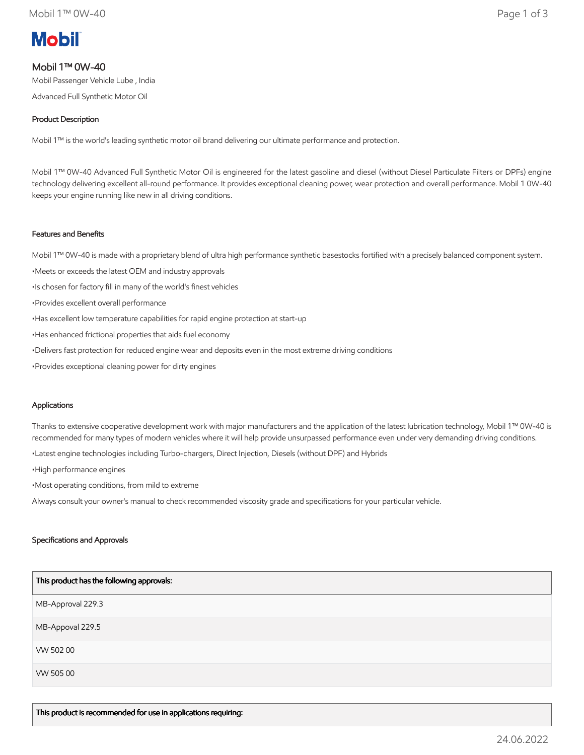Mobil

# Mobil 1™ 0W-40

Mobil Passenger Vehicle Lube , India

Advanced Full Synthetic Motor Oil

## Product Description

Mobil 1™ is the world's leading synthetic motor oil brand delivering our ultimate performance and protection.

Mobil 1™ 0W-40 Advanced Full Synthetic Motor Oil is engineered for the latest gasoline and diesel (without Diesel Particulate Filters or DPFs) engine technology delivering excellent all-round performance. It provides exceptional cleaning power, wear protection and overall performance. Mobil 1 0W-40 keeps your engine running like new in all driving conditions.

## Features and Benefits

Mobil 1™ 0W-40 is made with a proprietary blend of ultra high performance synthetic basestocks fortified with a precisely balanced component system.

- Meets or exceeds the latest OEM and industry approvals
- Is chosen for factory fill in many of the world's finest vehicles
- Provides excellent overall performance
- Has excellent low temperature capabilities for rapid engine protection at start-up
- Has enhanced frictional properties that aids fuel economy
- Delivers fast protection for reduced engine wear and deposits even in the most extreme driving conditions
- Provides exceptional cleaning power for dirty engines

## Applications

Thanks to extensive cooperative development work with major manufacturers and the application of the latest lubrication technology, Mobil 1™ 0W-40 is recommended for many types of modern vehicles where it will help provide unsurpassed performance even under very demanding driving conditions.

- Latest engine technologies including Turbo-chargers, Direct Injection, Diesels (without DPF) and Hybrids
- High performance engines
- Most operating conditions, from mild to extreme

Always consult your owner's manual to check recommended viscosity grade and specifications for your particular vehicle.

## Specifications and Approvals

| This product has the following approvals: |
| --- |
| MB-Approval 229.3 |
| MB-Appoval 229.5 |
| VW 502 00 |
| VW 505 00 |

| This product is recommended for use in applications requiring: |
| --- |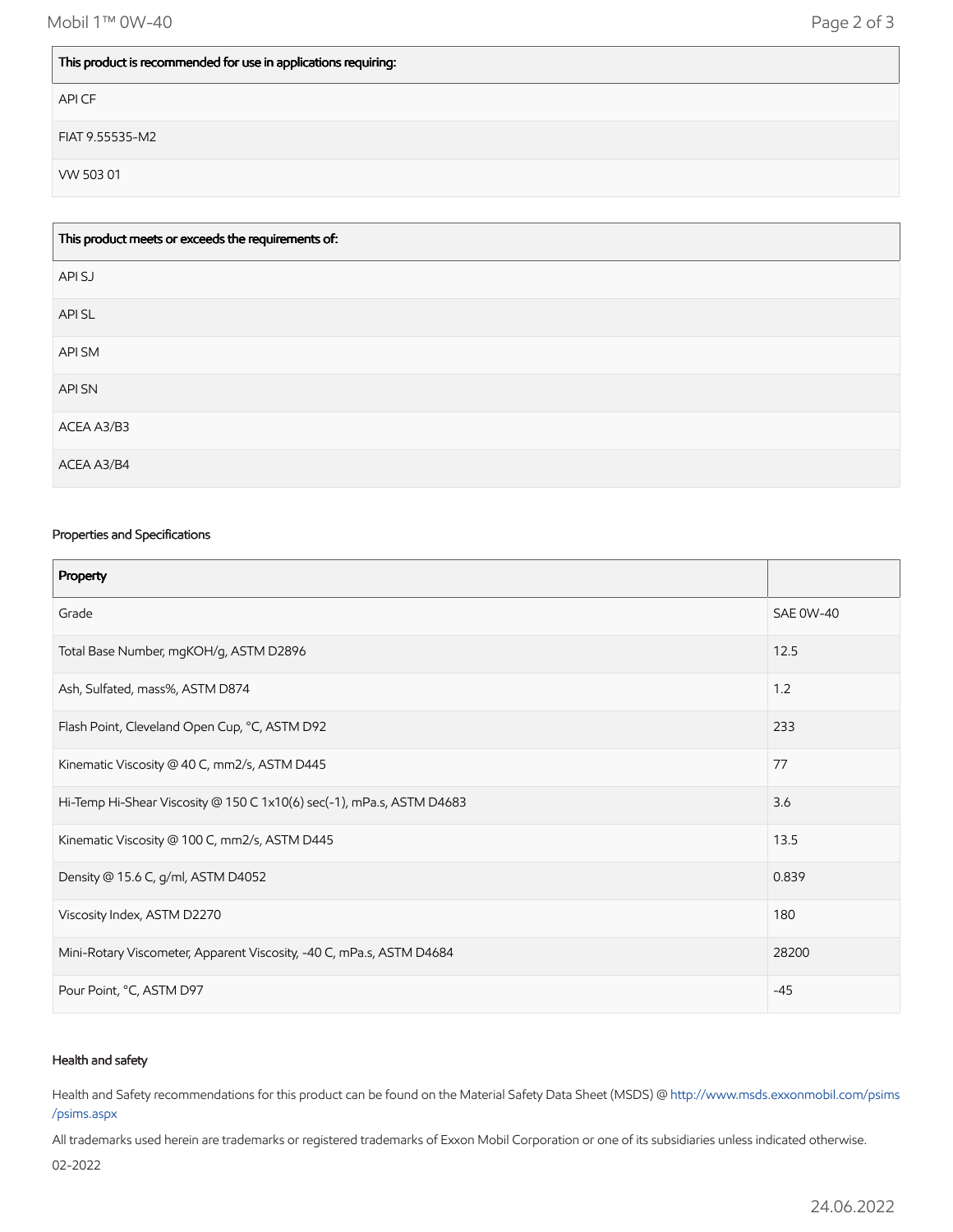| This product is recommended for use in applications requiring: |
| --- |
| API CF |
| FIAT 9.55535-M2 |
| VW 503 01 |

| This product meets or exceeds the requirements of: |
| --- |
| API SJ |
| API SL |
| API SM |
| API SN |
| ACEA A3/B3 |
| ACEA A3/B4 |

### Properties and Specifications

| Property | |
| --- | --- |
| Grade | SAE 0W-40 |
| Total Base Number, mgKOH/g, ASTM D2896 | 12.5 |
| Ash, Sulfated, mass%, ASTM D874 | 1.2 |
| Flash Point, Cleveland Open Cup, °C, ASTM D92 | 233 |
| Kinematic Viscosity @ 40 C, mm2/s, ASTM D445 | 77 |
| Hi-Temp Hi-Shear Viscosity @ 150 C 1x10(6) sec(-1), mPa.s, ASTM D4683 | 3.6 |
| Kinematic Viscosity @ 100 C, mm2/s, ASTM D445 | 13.5 |
| Density @ 15.6 C, g/ml, ASTM D4052 | 0.839 |
| Viscosity Index, ASTM D2270 | 180 |
| Mini-Rotary Viscometer, Apparent Viscosity, -40 C, mPa.s, ASTM D4684 | 28200 |
| Pour Point, °C, ASTM D97 | -45 |

### Health and safety

Health and Safety recommendations for this product can be found on the Material Safety Data Sheet (MSDS) @ http://www.msds.exxonmobil.com/psims/psims.aspx

All trademarks used herein are trademarks or registered trademarks of Exxon Mobil Corporation or one of its subsidiaries unless indicated otherwise.

02-2022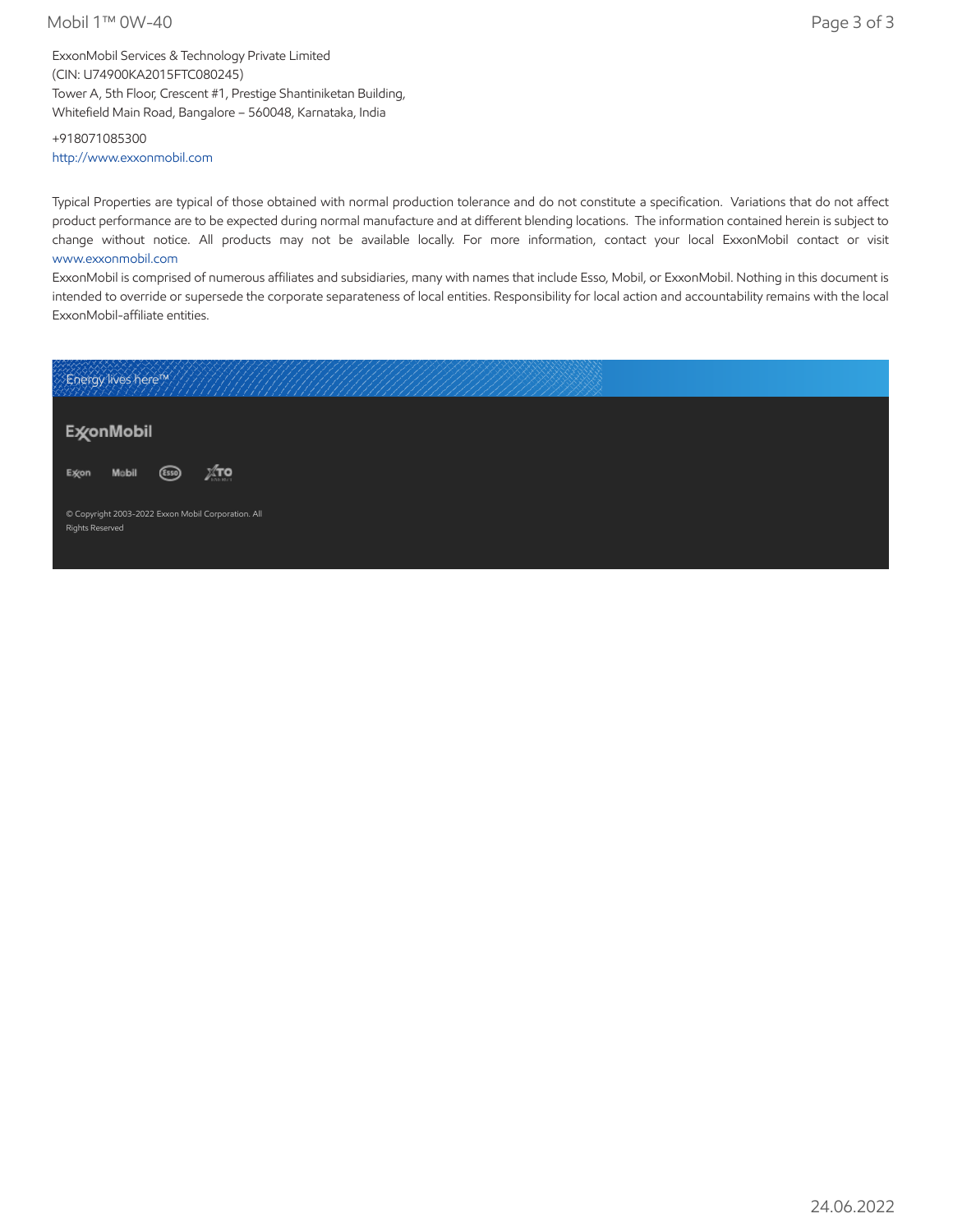ExxonMobil Services & Technology Private Limited
(CIN: U74900KA2015FTC080245)
Tower A, 5th Floor, Crescent #1, Prestige Shantiniketan Building,
Whitefield Main Road, Bangalore – 560048, Karnataka, India

+918071085300
http://www.exxonmobil.com

Typical Properties are typical of those obtained with normal production tolerance and do not constitute a specification. Variations that do not affect product performance are to be expected during normal manufacture and at different blending locations. The information contained herein is subject to change without notice. All products may not be available locally. For more information, contact your local ExxonMobil contact or visit www.exxonmobil.com

ExxonMobil is comprised of numerous affiliates and subsidiaries, many with names that include Esso, Mobil, or ExxonMobil. Nothing in this document is intended to override or supersede the corporate separateness of local entities. Responsibility for local action and accountability remains with the local ExxonMobil-affiliate entities.

Energy lives here™

ExxonMobil

Exxon Mobil Esso XTO

© Copyright 2003-2022 Exxon Mobil Corporation. All Rights Reserved

24.06.2022